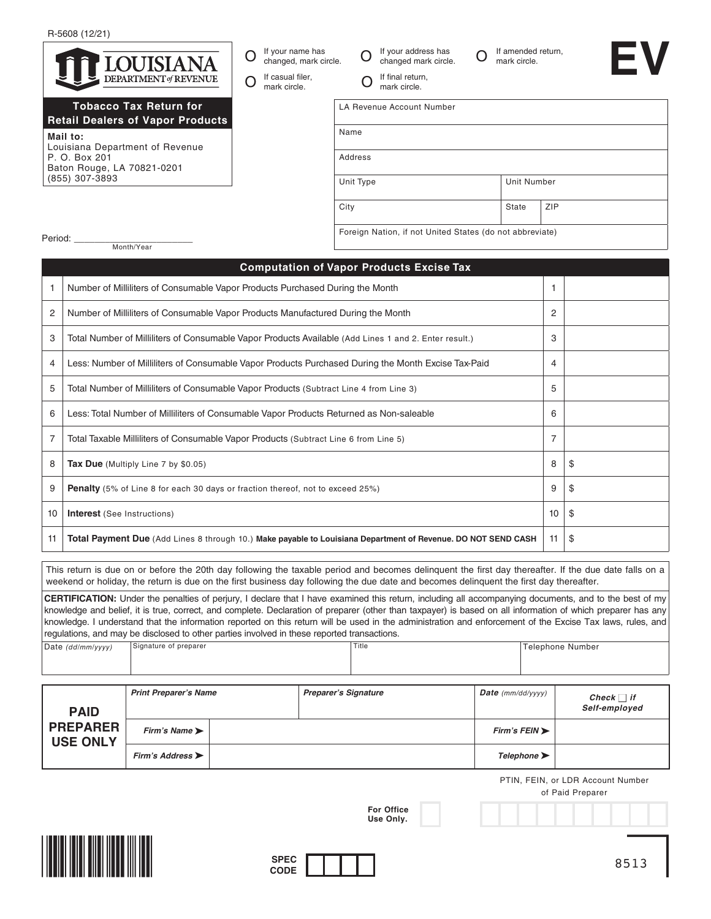R-5608 (12/21)

# LOUISIANA DEPARTMENT of REVENUE

**EV**

## Tobacco Tax Return for Retail Dealers of Vapor Products

**Mail to:**
Louisiana Department of Revenue
P. O. Box 201
Baton Rouge, LA 70821-0201
(855) 307-3893

O If your name has changed, mark circle.
O If your address has changed mark circle.
O If amended return, mark circle.
O If casual filer, mark circle.
O If final return, mark circle.

| LA Revenue Account Number | | |
|---|---|---|
| Name | | |
| Address | | |
| Unit Type | Unit Number | |
| City | State | ZIP |
| Foreign Nation, if not United States (do not abbreviate) | | |

Period: ______________________
Month/Year

| | Computation of Vapor Products Excise Tax | | |
|---|---|---|---|
| 1 | Number of Milliliters of Consumable Vapor Products Purchased During the Month | 1 | |
| 2 | Number of Milliliters of Consumable Vapor Products Manufactured During the Month | 2 | |
| 3 | Total Number of Milliliters of Consumable Vapor Products Available (Add Lines 1 and 2. Enter result.) | 3 | |
| 4 | Less: Number of Milliliters of Consumable Vapor Products Purchased During the Month Excise Tax-Paid | 4 | |
| 5 | Total Number of Milliliters of Consumable Vapor Products (Subtract Line 4 from Line 3) | 5 | |
| 6 | Less: Total Number of Milliliters of Consumable Vapor Products Returned as Non-saleable | 6 | |
| 7 | Total Taxable Milliliters of Consumable Vapor Products (Subtract Line 6 from Line 5) | 7 | |
| 8 | **Tax Due** (Multiply Line 7 by $0.05) | 8 | $ |
| 9 | **Penalty** (5% of Line 8 for each 30 days or fraction thereof, not to exceed 25%) | 9 | $ |
| 10 | **Interest** (See Instructions) | 10 | $ |
| 11 | **Total Payment Due** (Add Lines 8 through 10.) **Make payable to Louisiana Department of Revenue. DO NOT SEND CASH** | 11 | $ |

This return is due on or before the 20th day following the taxable period and becomes delinquent the first day thereafter. If the due date falls on a weekend or holiday, the return is due on the first business day following the due date and becomes delinquent the first day thereafter.

**CERTIFICATION:** Under the penalties of perjury, I declare that I have examined this return, including all accompanying documents, and to the best of my knowledge and belief, it is true, correct, and complete. Declaration of preparer (other than taxpayer) is based on all information of which preparer has any knowledge. I understand that the information reported on this return will be used in the administration and enforcement of the Excise Tax laws, rules, and regulations, and may be disclosed to other parties involved in these reported transactions.

| Date *(dd/mm/yyyy)* | Signature of preparer | Title | Telephone Number |
|---|---|---|---|
| | | | |

| **PAID PREPARER USE ONLY** | *Print Preparer's Name* | *Preparer's Signature* | *Date (mm/dd/yyyy)* | *Check ☐ if Self-employed* |
|---|---|---|---|---|
| | *Firm's Name ➤* | | *Firm's FEIN ➤* | |
| | *Firm's Address ➤* | | *Telephone ➤* | |

PTIN, FEIN, or LDR Account Number of Paid Preparer

For Office Use Only.

SPEC CODE

8513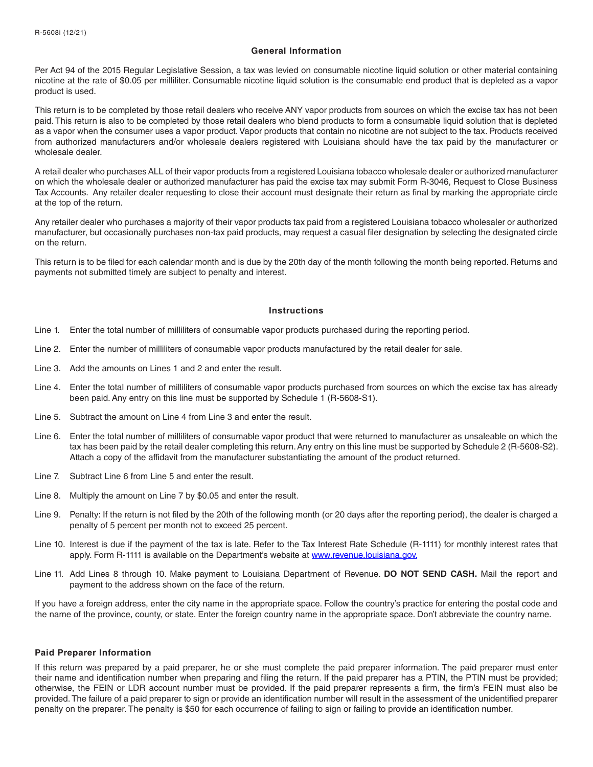R-5608i (12/21)

## General Information

Per Act 94 of the 2015 Regular Legislative Session, a tax was levied on consumable nicotine liquid solution or other material containing nicotine at the rate of $0.05 per milliliter. Consumable nicotine liquid solution is the consumable end product that is depleted as a vapor product is used.

This return is to be completed by those retail dealers who receive ANY vapor products from sources on which the excise tax has not been paid. This return is also to be completed by those retail dealers who blend products to form a consumable liquid solution that is depleted as a vapor when the consumer uses a vapor product. Vapor products that contain no nicotine are not subject to the tax. Products received from authorized manufacturers and/or wholesale dealers registered with Louisiana should have the tax paid by the manufacturer or wholesale dealer.

A retail dealer who purchases ALL of their vapor products from a registered Louisiana tobacco wholesale dealer or authorized manufacturer on which the wholesale dealer or authorized manufacturer has paid the excise tax may submit Form R-3046, Request to Close Business Tax Accounts. Any retailer dealer requesting to close their account must designate their return as final by marking the appropriate circle at the top of the return.

Any retailer dealer who purchases a majority of their vapor products tax paid from a registered Louisiana tobacco wholesaler or authorized manufacturer, but occasionally purchases non-tax paid products, may request a casual filer designation by selecting the designated circle on the return.

This return is to be filed for each calendar month and is due by the 20th day of the month following the month being reported. Returns and payments not submitted timely are subject to penalty and interest.

## Instructions

Line 1. Enter the total number of milliliters of consumable vapor products purchased during the reporting period.

Line 2. Enter the number of milliliters of consumable vapor products manufactured by the retail dealer for sale.

Line 3. Add the amounts on Lines 1 and 2 and enter the result.

Line 4. Enter the total number of milliliters of consumable vapor products purchased from sources on which the excise tax has already been paid. Any entry on this line must be supported by Schedule 1 (R-5608-S1).

Line 5. Subtract the amount on Line 4 from Line 3 and enter the result.

Line 6. Enter the total number of milliliters of consumable vapor product that were returned to manufacturer as unsaleable on which the tax has been paid by the retail dealer completing this return. Any entry on this line must be supported by Schedule 2 (R-5608-S2). Attach a copy of the affidavit from the manufacturer substantiating the amount of the product returned.

Line 7. Subtract Line 6 from Line 5 and enter the result.

Line 8. Multiply the amount on Line 7 by $0.05 and enter the result.

Line 9. Penalty: If the return is not filed by the 20th of the following month (or 20 days after the reporting period), the dealer is charged a penalty of 5 percent per month not to exceed 25 percent.

Line 10. Interest is due if the payment of the tax is late. Refer to the Tax Interest Rate Schedule (R-1111) for monthly interest rates that apply. Form R-1111 is available on the Department's website at www.revenue.louisiana.gov.

Line 11. Add Lines 8 through 10. Make payment to Louisiana Department of Revenue. **DO NOT SEND CASH.** Mail the report and payment to the address shown on the face of the return.

If you have a foreign address, enter the city name in the appropriate space. Follow the country's practice for entering the postal code and the name of the province, county, or state. Enter the foreign country name in the appropriate space. Don't abbreviate the country name.

### Paid Preparer Information

If this return was prepared by a paid preparer, he or she must complete the paid preparer information. The paid preparer must enter their name and identification number when preparing and filing the return. If the paid preparer has a PTIN, the PTIN must be provided; otherwise, the FEIN or LDR account number must be provided. If the paid preparer represents a firm, the firm's FEIN must also be provided. The failure of a paid preparer to sign or provide an identification number will result in the assessment of the unidentified preparer penalty on the preparer. The penalty is $50 for each occurrence of failing to sign or failing to provide an identification number.